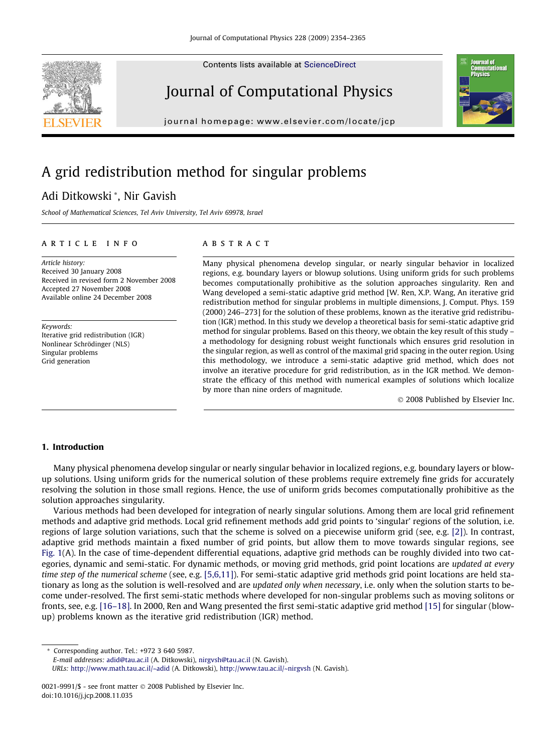# A grid redistribution method for singular problems

Adi Ditkowski *, Nir Gavish

*School of Mathematical Sciences, Tel Aviv University, Tel Aviv 69978, Israel*

**ARTICLE INFO**

*Article history:*
Received 30 January 2008
Received in revised form 2 November 2008
Accepted 27 November 2008
Available online 24 December 2008

*Keywords:*
Iterative grid redistribution (IGR)
Nonlinear Schrödinger (NLS)
Singular problems
Grid generation

**ABSTRACT**

Many physical phenomena develop singular, or nearly singular behavior in localized regions, e.g. boundary layers or blowup solutions. Using uniform grids for such problems becomes computationally prohibitive as the solution approaches singularity. Ren and Wang developed a semi-static adaptive grid method [W. Ren, X.P. Wang, An iterative grid redistribution method for singular problems in multiple dimensions, J. Comput. Phys. 159 (2000) 246–273] for the solution of these problems, known as the iterative grid redistribution (IGR) method. In this study we develop a theoretical basis for semi-static adaptive grid method for singular problems. Based on this theory, we obtain the key result of this study – a methodology for designing robust weight functionals which ensures grid resolution in the singular region, as well as control of the maximal grid spacing in the outer region. Using this methodology, we introduce a semi-static adaptive grid method, which does not involve an iterative procedure for grid redistribution, as in the IGR method. We demonstrate the efficacy of this method with numerical examples of solutions which localize by more than nine orders of magnitude.

© 2008 Published by Elsevier Inc.

## 1. Introduction

Many physical phenomena develop singular or nearly singular behavior in localized regions, e.g. boundary layers or blowup solutions. Using uniform grids for the numerical solution of these problems require extremely fine grids for accurately resolving the solution in those small regions. Hence, the use of uniform grids becomes computationally prohibitive as the solution approaches singularity.

Various methods had been developed for integration of nearly singular solutions. Among them are local grid refinement methods and adaptive grid methods. Local grid refinement methods add grid points to 'singular' regions of the solution, i.e. regions of large solution variations, such that the scheme is solved on a piecewise uniform grid (see, e.g. [2]). In contrast, adaptive grid methods maintain a fixed number of grid points, but allow them to move towards singular regions, see Fig. 1(A). In the case of time-dependent differential equations, adaptive grid methods can be roughly divided into two categories, dynamic and semi-static. For dynamic methods, or moving grid methods, grid point locations are *updated at every time step of the numerical scheme* (see, e.g. [5,6,11]). For semi-static adaptive grid methods grid point locations are held stationary as long as the solution is well-resolved and are *updated only when necessary*, i.e. only when the solution starts to become under-resolved. The first semi-static methods where developed for non-singular problems such as moving solitons or fronts, see, e.g. [16–18]. In 2000, Ren and Wang presented the first semi-static adaptive grid method [15] for singular (blow-up) problems known as the iterative grid redistribution (IGR) method.

* Corresponding author. Tel.: +972 3 640 5987.
*E-mail addresses:* adid@tau.ac.il (A. Ditkowski), nirgvsh@tau.ac.il (N. Gavish).
*URLs:* http://www.math.tau.ac.il/~adid (A. Ditkowski), http://www.tau.ac.il/~nirgvsh (N. Gavish).

0021-9991/$ - see front matter © 2008 Published by Elsevier Inc.
doi:10.1016/j.jcp.2008.11.035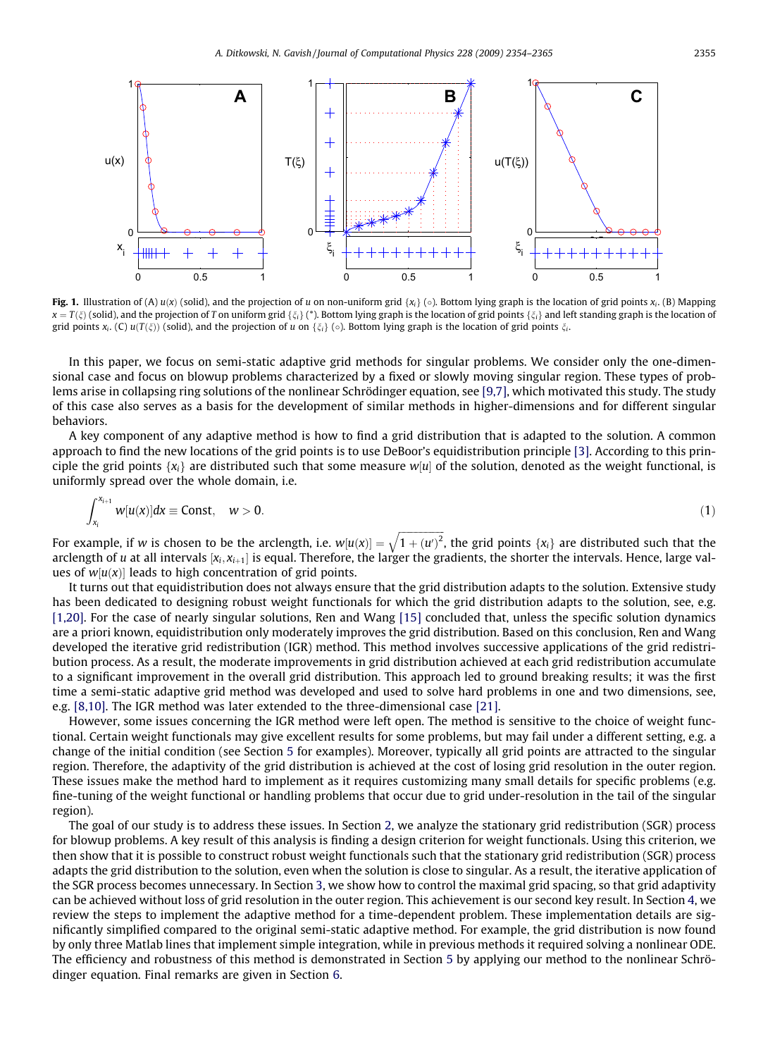**Fig. 1.** Illustration of (A) $u(x)$ (solid), and the projection of $u$ on non-uniform grid $\{x_i\}$ ($\circ$). Bottom lying graph is the location of grid points $x_i$. (B) Mapping $x = T(\xi)$ (solid), and the projection of $T$ on uniform grid $\{\xi_i\}$ (*). Bottom lying graph is the location of grid points $\{\xi_i\}$ and left standing graph is the location of grid points $x_i$. (C) $u(T(\xi))$ (solid), and the projection of $u$ on $\{\xi_i\}$ ($\circ$). Bottom lying graph is the location of grid points $\xi_i$.

In this paper, we focus on semi-static adaptive grid methods for singular problems. We consider only the one-dimensional case and focus on blowup problems characterized by a fixed or slowly moving singular region. These types of problems arise in collapsing ring solutions of the nonlinear Schrödinger equation, see [9,7], which motivated this study. The study of this case also serves as a basis for the development of similar methods in higher-dimensions and for different singular behaviors.

A key component of any adaptive method is how to find a grid distribution that is adapted to the solution. A common approach to find the new locations of the grid points is to use DeBoor's equidistribution principle [3]. According to this principle the grid points $\{x_i\}$ are distributed such that some measure $w[u]$ of the solution, denoted as the weight functional, is uniformly spread over the whole domain, i.e.

$$\int_{x_i}^{x_{i+1}} w[u(x)]dx \equiv \text{Const}, \quad w > 0. \tag{1}$$

For example, if $w$ is chosen to be the arclength, i.e. $w[u(x)] = \sqrt{1 + (u')^2}$, the grid points $\{x_i\}$ are distributed such that the arclength of $u$ at all intervals $[x_i, x_{i+1}]$ is equal. Therefore, the larger the gradients, the shorter the intervals. Hence, large values of $w[u(x)]$ leads to high concentration of grid points.

It turns out that equidistribution does not always ensure that the grid distribution adapts to the solution. Extensive study has been dedicated to designing robust weight functionals for which the grid distribution adapts to the solution, see, e.g. [1,20]. For the case of nearly singular solutions, Ren and Wang [15] concluded that, unless the specific solution dynamics are a priori known, equidistribution only moderately improves the grid distribution. Based on this conclusion, Ren and Wang developed the iterative grid redistribution (IGR) method. This method involves successive applications of the grid redistribution process. As a result, the moderate improvements in grid distribution achieved at each grid redistribution accumulate to a significant improvement in the overall grid distribution. This approach led to ground breaking results; it was the first time a semi-static adaptive grid method was developed and used to solve hard problems in one and two dimensions, see, e.g. [8,10]. The IGR method was later extended to the three-dimensional case [21].

However, some issues concerning the IGR method were left open. The method is sensitive to the choice of weight functional. Certain weight functionals may give excellent results for some problems, but may fail under a different setting, e.g. a change of the initial condition (see Section 5 for examples). Moreover, typically all grid points are attracted to the singular region. Therefore, the adaptivity of the grid distribution is achieved at the cost of losing grid resolution in the outer region. These issues make the method hard to implement as it requires customizing many small details for specific problems (e.g. fine-tuning of the weight functional or handling problems that occur due to grid under-resolution in the tail of the singular region).

The goal of our study is to address these issues. In Section 2, we analyze the stationary grid redistribution (SGR) process for blowup problems. A key result of this analysis is finding a design criterion for weight functionals. Using this criterion, we then show that it is possible to construct robust weight functionals such that the stationary grid redistribution (SGR) process adapts the grid distribution to the solution, even when the solution is close to singular. As a result, the iterative application of the SGR process becomes unnecessary. In Section 3, we show how to control the maximal grid spacing, so that grid adaptivity can be achieved without loss of grid resolution in the outer region. This achievement is our second key result. In Section 4, we review the steps to implement the adaptive method for a time-dependent problem. These implementation details are significantly simplified compared to the original semi-static adaptive method. For example, the grid distribution is now found by only three Matlab lines that implement simple integration, while in previous methods it required solving a nonlinear ODE. The efficiency and robustness of this method is demonstrated in Section 5 by applying our method to the nonlinear Schrödinger equation. Final remarks are given in Section 6.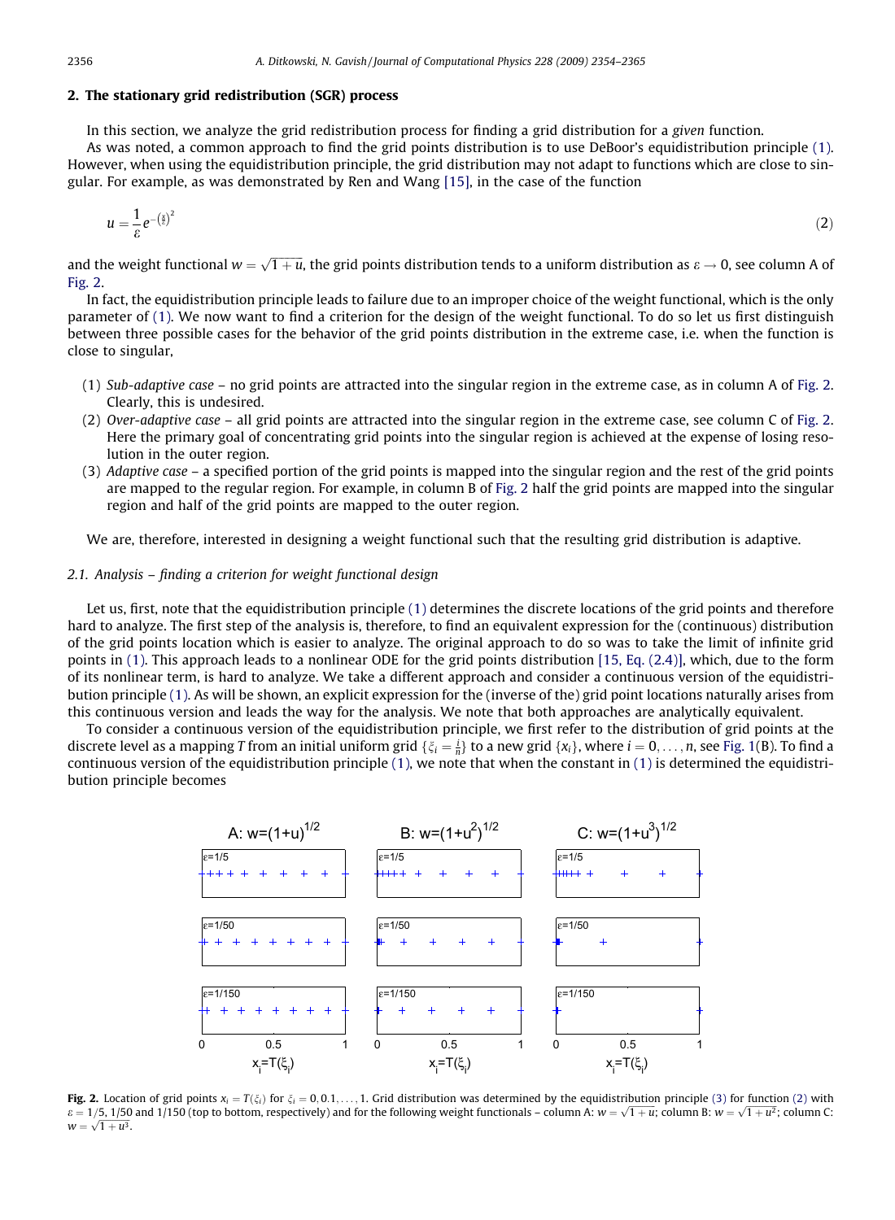## 2. The stationary grid redistribution (SGR) process

In this section, we analyze the grid redistribution process for finding a grid distribution for a *given* function.

As was noted, a common approach to find the grid points distribution is to use DeBoor's equidistribution principle (1). However, when using the equidistribution principle, the grid distribution may not adapt to functions which are close to singular. For example, as was demonstrated by Ren and Wang [15], in the case of the function

$$u = \frac{1}{\varepsilon} e^{-\left(\frac{x}{\varepsilon}\right)^2} \tag{2}$$

and the weight functional $w = \sqrt{1+u}$, the grid points distribution tends to a uniform distribution as $\varepsilon \to 0$, see column A of Fig. 2.

In fact, the equidistribution principle leads to failure due to an improper choice of the weight functional, which is the only parameter of (1). We now want to find a criterion for the design of the weight functional. To do so let us first distinguish between three possible cases for the behavior of the grid points distribution in the extreme case, i.e. when the function is close to singular,

(1) *Sub-adaptive case* – no grid points are attracted into the singular region in the extreme case, as in column A of Fig. 2. Clearly, this is undesired.
(2) *Over-adaptive case* – all grid points are attracted into the singular region in the extreme case, see column C of Fig. 2. Here the primary goal of concentrating grid points into the singular region is achieved at the expense of losing resolution in the outer region.
(3) *Adaptive case* – a specified portion of the grid points is mapped into the singular region and the rest of the grid points are mapped to the regular region. For example, in column B of Fig. 2 half the grid points are mapped into the singular region and half of the grid points are mapped to the outer region.

We are, therefore, interested in designing a weight functional such that the resulting grid distribution is adaptive.

### 2.1. Analysis – finding a criterion for weight functional design

Let us, first, note that the equidistribution principle (1) determines the discrete locations of the grid points and therefore hard to analyze. The first step of the analysis is, therefore, to find an equivalent expression for the (continuous) distribution of the grid points location which is easier to analyze. The original approach to do so was to take the limit of infinite grid points in (1). This approach leads to a nonlinear ODE for the grid points distribution [15, Eq. (2.4)], which, due to the form of its nonlinear term, is hard to analyze. We take a different approach and consider a continuous version of the equidistribution principle (1). As will be shown, an explicit expression for the (inverse of the) grid point locations naturally arises from this continuous version and leads the way for the analysis. We note that both approaches are analytically equivalent.

To consider a continuous version of the equidistribution principle, we first refer to the distribution of grid points at the discrete level as a mapping $T$ from an initial uniform grid $\{\xi_i = \frac{i}{n}\}$ to a new grid $\{x_i\}$, where $i = 0, \dots, n$, see Fig. 1(B). To find a continuous version of the equidistribution principle (1), we note that when the constant in (1) is determined the equidistribution principle becomes

**Fig. 2.** Location of grid points $x_i = T(\xi_i)$ for $\xi_i = 0, 0.1, \dots, 1$. Grid distribution was determined by the equidistribution principle (3) for function (2) with $\varepsilon = 1/5$, 1/50 and 1/150 (top to bottom, respectively) and for the following weight functionals – column A: $w = \sqrt{1+u}$; column B: $w = \sqrt{1+u^2}$; column C: $w = \sqrt{1+u^3}$.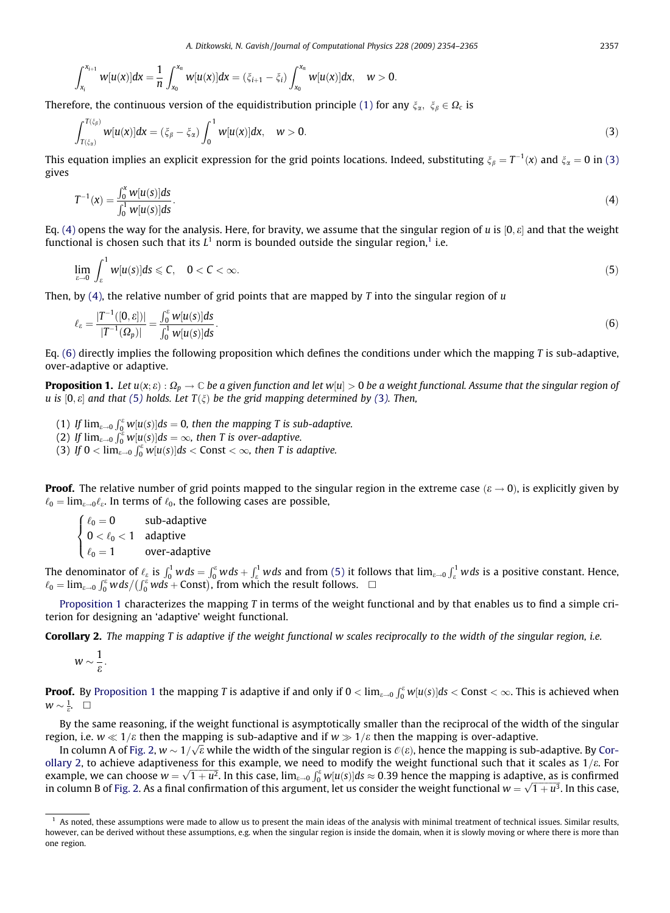$$\int_{x_i}^{x_{i+1}} w[u(x)]dx = \frac{1}{n}\int_{x_0}^{x_n} w[u(x)]dx = (\xi_{i+1} - \xi_i)\int_{x_0}^{x_n} w[u(x)]dx, \quad w > 0.$$

Therefore, the continuous version of the equidistribution principle (1) for any $\xi_\alpha,\ \xi_\beta \in \Omega_c$ is

$$\int_{T(\xi_\alpha)}^{T(\xi_\beta)} w[u(x)]dx = (\xi_\beta - \xi_\alpha)\int_0^1 w[u(x)]dx, \quad w > 0. \tag{3}$$

This equation implies an explicit expression for the grid points locations. Indeed, substituting $\xi_\beta = T^{-1}(x)$ and $\xi_\alpha = 0$ in (3) gives

$$T^{-1}(x) = \frac{\int_0^x w[u(s)]ds}{\int_0^1 w[u(s)]ds}. \tag{4}$$

Eq. (4) opens the way for the analysis. Here, for bravity, we assume that the singular region of $u$ is $[0, \varepsilon]$ and that the weight functional is chosen such that its $L^1$ norm is bounded outside the singular region,[1] i.e.

$$\lim_{\varepsilon\to 0} \int_\varepsilon^1 w[u(s)]ds \leqslant C, \quad 0 < C < \infty. \tag{5}$$

Then, by (4), the relative number of grid points that are mapped by $T$ into the singular region of $u$

$$\ell_\varepsilon = \frac{|T^{-1}([0,\varepsilon])|}{|T^{-1}(\Omega_p)|} = \frac{\int_0^\varepsilon w[u(s)]ds}{\int_0^1 w[u(s)]ds}. \tag{6}$$

Eq. (6) directly implies the following proposition which defines the conditions under which the mapping $T$ is sub-adaptive, over-adaptive or adaptive.

**Proposition 1.** *Let $u(x;\varepsilon) : \Omega_p \to \mathbb{C}$ be a given function and let $w[u] > 0$ be a weight functional. Assume that the singular region of $u$ is $[0, \varepsilon]$ and that (5) holds. Let $T(\xi)$ be the grid mapping determined by (3). Then,*

(1) *If $\lim_{\varepsilon\to 0}\int_0^\varepsilon w[u(s)]ds = 0$, then the mapping $T$ is sub-adaptive.*
(2) *If $\lim_{\varepsilon\to 0}\int_0^\varepsilon w[u(s)]ds = \infty$, then $T$ is over-adaptive.*
(3) *If $0 < \lim_{\varepsilon\to 0}\int_0^\varepsilon w[u(s)]ds < \text{Const} < \infty$, then $T$ is adaptive.*

**Proof.** The relative number of grid points mapped to the singular region in the extreme case ($\varepsilon \to 0$), is explicitly given by $\ell_0 = \lim_{\varepsilon\to 0}\ell_\varepsilon$. In terms of $\ell_0$, the following cases are possible,

$$\begin{cases} \ell_0 = 0 & \text{sub-adaptive} \\ 0 < \ell_0 < 1 & \text{adaptive} \\ \ell_0 = 1 & \text{over-adaptive} \end{cases}$$

The denominator of $\ell_\varepsilon$ is $\int_0^1 w\,ds = \int_0^\varepsilon w\,ds + \int_\varepsilon^1 w\,ds$ and from (5) it follows that $\lim_{\varepsilon\to 0}\int_\varepsilon^1 w\,ds$ is a positive constant. Hence, $\ell_0 = \lim_{\varepsilon\to 0}\int_0^\varepsilon w\,ds/(\int_0^\varepsilon w\,ds + \text{Const})$, from which the result follows. □

Proposition 1 characterizes the mapping $T$ in terms of the weight functional and by that enables us to find a simple criterion for designing an 'adaptive' weight functional.

**Corollary 2.** *The mapping $T$ is adaptive if the weight functional $w$ scales reciprocally to the width of the singular region, i.e.*

$$w \sim \frac{1}{\varepsilon}.$$

**Proof.** By Proposition 1 the mapping $T$ is adaptive if and only if $0 < \lim_{\varepsilon\to 0}\int_0^\varepsilon w[u(s)]ds < \text{Const} < \infty$. This is achieved when $w \sim \frac{1}{\varepsilon}$. □

By the same reasoning, if the weight functional is asymptotically smaller than the reciprocal of the width of the singular region, i.e. $w \ll 1/\varepsilon$ then the mapping is sub-adaptive and if $w \gg 1/\varepsilon$ then the mapping is over-adaptive.

In column A of Fig. 2, $w \sim 1/\sqrt{\varepsilon}$ while the width of the singular region is $\mathcal{O}(\varepsilon)$, hence the mapping is sub-adaptive. By Corollary 2, to achieve adaptiveness for this example, we need to modify the weight functional such that it scales as $1/\varepsilon$. For example, we can choose $w = \sqrt{1+u^2}$. In this case, $\lim_{\varepsilon\to 0}\int_0^\varepsilon w[u(s)]ds \approx 0.39$ hence the mapping is adaptive, as is confirmed in column B of Fig. 2. As a final confirmation of this argument, let us consider the weight functional $w = \sqrt{1+u^3}$. In this case,

[1] As noted, these assumptions were made to allow us to present the main ideas of the analysis with minimal treatment of technical issues. Similar results, however, can be derived without these assumptions, e.g. when the singular region is inside the domain, when it is slowly moving or where there is more than one region.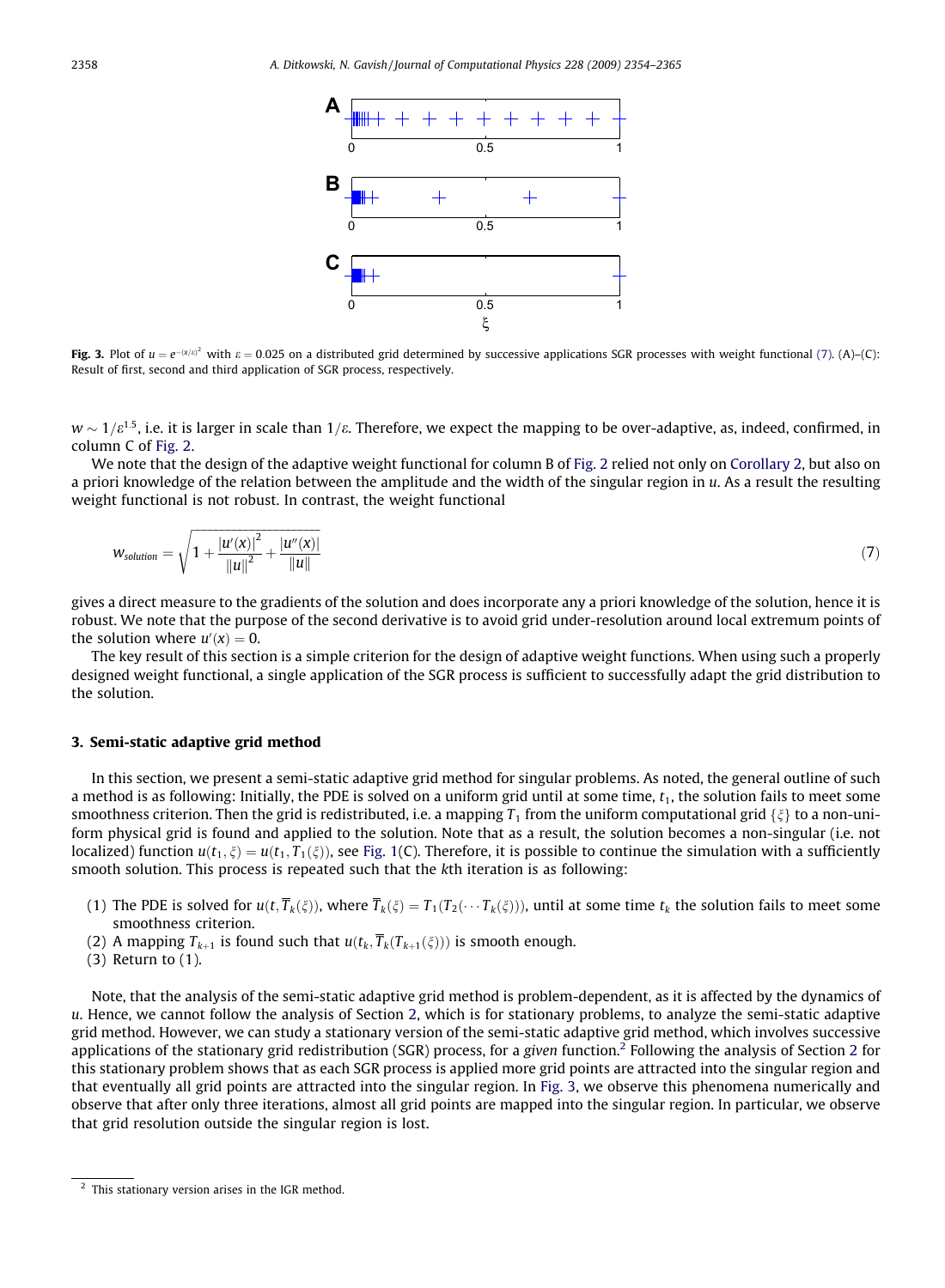**Fig. 3.** Plot of $u = e^{-(x/\varepsilon)^2}$ with $\varepsilon = 0.025$ on a distributed grid determined by successive applications SGR processes with weight functional (7). (A)–(C): Result of first, second and third application of SGR process, respectively.

$w \sim 1/\varepsilon^{1.5}$, i.e. it is larger in scale than $1/\varepsilon$. Therefore, we expect the mapping to be over-adaptive, as, indeed, confirmed, in column C of Fig. 2.

We note that the design of the adaptive weight functional for column B of Fig. 2 relied not only on Corollary 2, but also on a priori knowledge of the relation between the amplitude and the width of the singular region in $u$. As a result the resulting weight functional is not robust. In contrast, the weight functional

$$w_{solution} = \sqrt{1 + \frac{|u'(x)|^2}{\|u\|^2} + \frac{|u''(x)|}{\|u\|}} \tag{7}$$

gives a direct measure to the gradients of the solution and does incorporate any a priori knowledge of the solution, hence it is robust. We note that the purpose of the second derivative is to avoid grid under-resolution around local extremum points of the solution where $u'(x) = 0$.

The key result of this section is a simple criterion for the design of adaptive weight functions. When using such a properly designed weight functional, a single application of the SGR process is sufficient to successfully adapt the grid distribution to the solution.

## 3. Semi-static adaptive grid method

In this section, we present a semi-static adaptive grid method for singular problems. As noted, the general outline of such a method is as following: Initially, the PDE is solved on a uniform grid until at some time, $t_1$, the solution fails to meet some smoothness criterion. Then the grid is redistributed, i.e. a mapping $T_1$ from the uniform computational grid $\{\xi\}$ to a non-uniform physical grid is found and applied to the solution. Note that as a result, the solution becomes a non-singular (i.e. not localized) function $u(t_1, \xi) = u(t_1, T_1(\xi))$, see Fig. 1(C). Therefore, it is possible to continue the simulation with a sufficiently smooth solution. This process is repeated such that the $k$th iteration is as following:

(1) The PDE is solved for $u(t, \overline{T}_k(\xi))$, where $\overline{T}_k(\xi) = T_1(T_2(\cdots T_k(\xi)))$, until at some time $t_k$ the solution fails to meet some smoothness criterion.
(2) A mapping $T_{k+1}$ is found such that $u(t_k, \overline{T}_k(T_{k+1}(\xi)))$ is smooth enough.
(3) Return to (1).

Note, that the analysis of the semi-static adaptive grid method is problem-dependent, as it is affected by the dynamics of $u$. Hence, we cannot follow the analysis of Section 2, which is for stationary problems, to analyze the semi-static adaptive grid method. However, we can study a stationary version of the semi-static adaptive grid method, which involves successive applications of the stationary grid redistribution (SGR) process, for a *given* function.[2] Following the analysis of Section 2 for this stationary problem shows that as each SGR process is applied more grid points are attracted into the singular region and that eventually all grid points are attracted into the singular region. In Fig. 3, we observe this phenomena numerically and observe that after only three iterations, almost all grid points are mapped into the singular region. In particular, we observe that grid resolution outside the singular region is lost.

[2] This stationary version arises in the IGR method.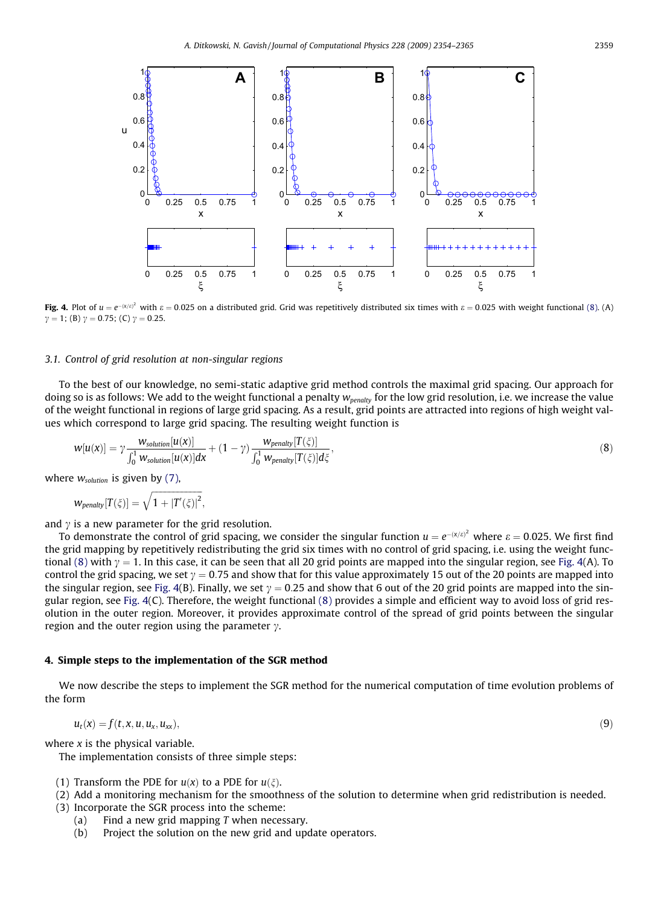**Fig. 4.** Plot of $u = e^{-(x/\varepsilon)^2}$ with $\varepsilon = 0.025$ on a distributed grid. Grid was repetitively distributed six times with $\varepsilon = 0.025$ with weight functional (8). (A) $\gamma = 1$; (B) $\gamma = 0.75$; (C) $\gamma = 0.25$.

### 3.1. Control of grid resolution at non-singular regions

To the best of our knowledge, no semi-static adaptive grid method controls the maximal grid spacing. Our approach for doing so is as follows: We add to the weight functional a penalty $w_{penalty}$ for the low grid resolution, i.e. we increase the value of the weight functional in regions of large grid spacing. As a result, grid points are attracted into regions of high weight values which correspond to large grid spacing. The resulting weight function is

$$w[u(x)] = \gamma \frac{w_{solution}[u(x)]}{\int_0^1 w_{solution}[u(x)]dx} + (1-\gamma)\frac{w_{penalty}[T(\xi)]}{\int_0^1 w_{penalty}[T(\xi)]d\xi}, \tag{8}$$

where $w_{solution}$ is given by (7),

$$w_{penalty}[T(\xi)] = \sqrt{1 + |T'(\xi)|^2},$$

and $\gamma$ is a new parameter for the grid resolution.

To demonstrate the control of grid spacing, we consider the singular function $u = e^{-(x/\varepsilon)^2}$ where $\varepsilon = 0.025$. We first find the grid mapping by repetitively redistributing the grid six times with no control of grid spacing, i.e. using the weight functional (8) with $\gamma = 1$. In this case, it can be seen that all 20 grid points are mapped into the singular region, see Fig. 4(A). To control the grid spacing, we set $\gamma = 0.75$ and show that for this value approximately 15 out of the 20 points are mapped into the singular region, see Fig. 4(B). Finally, we set $\gamma = 0.25$ and show that 6 out of the 20 grid points are mapped into the singular region, see Fig. 4(C). Therefore, the weight functional (8) provides a simple and efficient way to avoid loss of grid resolution in the outer region. Moreover, it provides approximate control of the spread of grid points between the singular region and the outer region using the parameter $\gamma$.

## 4. Simple steps to the implementation of the SGR method

We now describe the steps to implement the SGR method for the numerical computation of time evolution problems of the form

$$u_t(x) = f(t, x, u, u_x, u_{xx}), \tag{9}$$

where $x$ is the physical variable.

The implementation consists of three simple steps:

(1) Transform the PDE for $u(x)$ to a PDE for $u(\xi)$.
(2) Add a monitoring mechanism for the smoothness of the solution to determine when grid redistribution is needed.
(3) Incorporate the SGR process into the scheme:
   (a) Find a new grid mapping $T$ when necessary.
   (b) Project the solution on the new grid and update operators.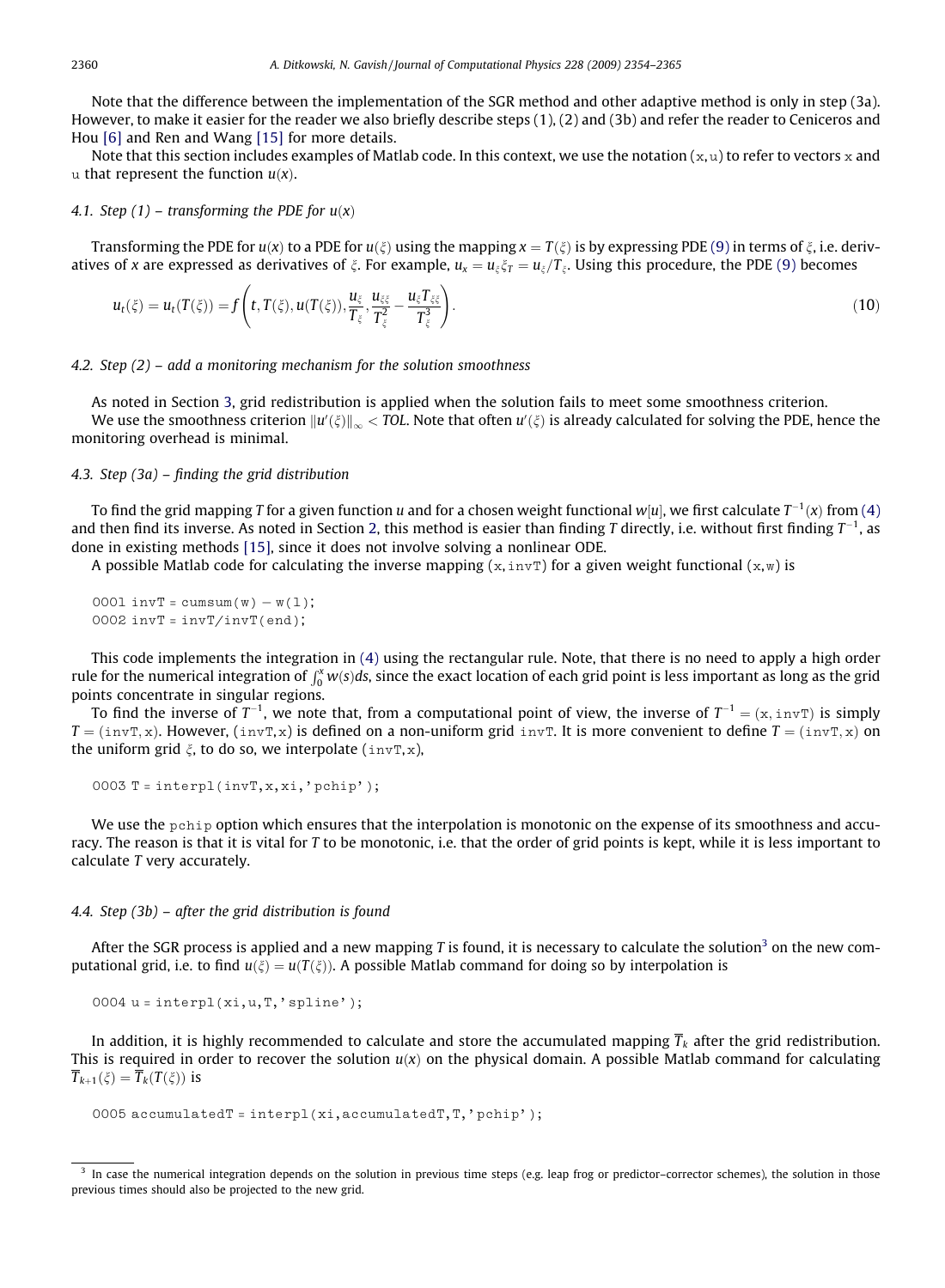Note that the difference between the implementation of the SGR method and other adaptive method is only in step (3a). However, to make it easier for the reader we also briefly describe steps (1), (2) and (3b) and refer the reader to Ceniceros and Hou [6] and Ren and Wang [15] for more details.

Note that this section includes examples of Matlab code. In this context, we use the notation (x, u) to refer to vectors x and u that represent the function $u(x)$.

### 4.1. Step (1) – transforming the PDE for $u(x)$

Transforming the PDE for $u(x)$ to a PDE for $u(\xi)$ using the mapping $x = T(\xi)$ is by expressing PDE (9) in terms of $\xi$, i.e. derivatives of $x$ are expressed as derivatives of $\xi$. For example, $u_x = u_\xi \xi_T = u_\xi / T_\xi$. Using this procedure, the PDE (9) becomes

$$u_t(\xi) = u_t(T(\xi)) = f\left(t, T(\xi), u(T(\xi)), \frac{u_\xi}{T_\xi}, \frac{u_{\xi\xi}}{T_\xi^2} - \frac{u_\xi T_{\xi\xi}}{T_\xi^3}\right). \tag{10}$$

### 4.2. Step (2) – add a monitoring mechanism for the solution smoothness

As noted in Section 3, grid redistribution is applied when the solution fails to meet some smoothness criterion.

We use the smoothness criterion $\|u'(\xi)\|_\infty < TOL$. Note that often $u'(\xi)$ is already calculated for solving the PDE, hence the monitoring overhead is minimal.

### 4.3. Step (3a) – finding the grid distribution

To find the grid mapping $T$ for a given function $u$ and for a chosen weight functional $w[u]$, we first calculate $T^{-1}(x)$ from (4) and then find its inverse. As noted in Section 2, this method is easier than finding $T$ directly, i.e. without first finding $T^{-1}$, as done in existing methods [15], since it does not involve solving a nonlinear ODE.

A possible Matlab code for calculating the inverse mapping (x, invT) for a given weight functional (x, w) is

```
0001 invT = cumsum(w) – w(1);
0002 invT = invT/invT(end);
```

This code implements the integration in (4) using the rectangular rule. Note, that there is no need to apply a high order rule for the numerical integration of $\int_0^x w(s)ds$, since the exact location of each grid point is less important as long as the grid points concentrate in singular regions.

To find the inverse of $T^{-1}$, we note that, from a computational point of view, the inverse of $T^{-1} = $ (x, invT) is simply $T = $ (invT, x). However, (invT, x) is defined on a non-uniform grid invT. It is more convenient to define $T = $ (invT, x) on the uniform grid $\xi$, to do so, we interpolate (invT, x),

```
0003 T = interp1(invT,x,xi,'pchip');
```

We use the pchip option which ensures that the interpolation is monotonic on the expense of its smoothness and accuracy. The reason is that it is vital for $T$ to be monotonic, i.e. that the order of grid points is kept, while it is less important to calculate $T$ very accurately.

### 4.4. Step (3b) – after the grid distribution is found

After the SGR process is applied and a new mapping $T$ is found, it is necessary to calculate the solution[3] on the new computational grid, i.e. to find $u(\xi) = u(T(\xi))$. A possible Matlab command for doing so by interpolation is

```
0004 u = interp1(xi,u,T,'spline');
```

In addition, it is highly recommended to calculate and store the accumulated mapping $\overline{T}_k$ after the grid redistribution. This is required in order to recover the solution $u(x)$ on the physical domain. A possible Matlab command for calculating $\overline{T}_{k+1}(\xi) = \overline{T}_k(T(\xi))$ is

```
0005 accumulatedT = interp1(xi,accumulatedT,T,'pchip');
```

[3] In case the numerical integration depends on the solution in previous time steps (e.g. leap frog or predictor–corrector schemes), the solution in those previous times should also be projected to the new grid.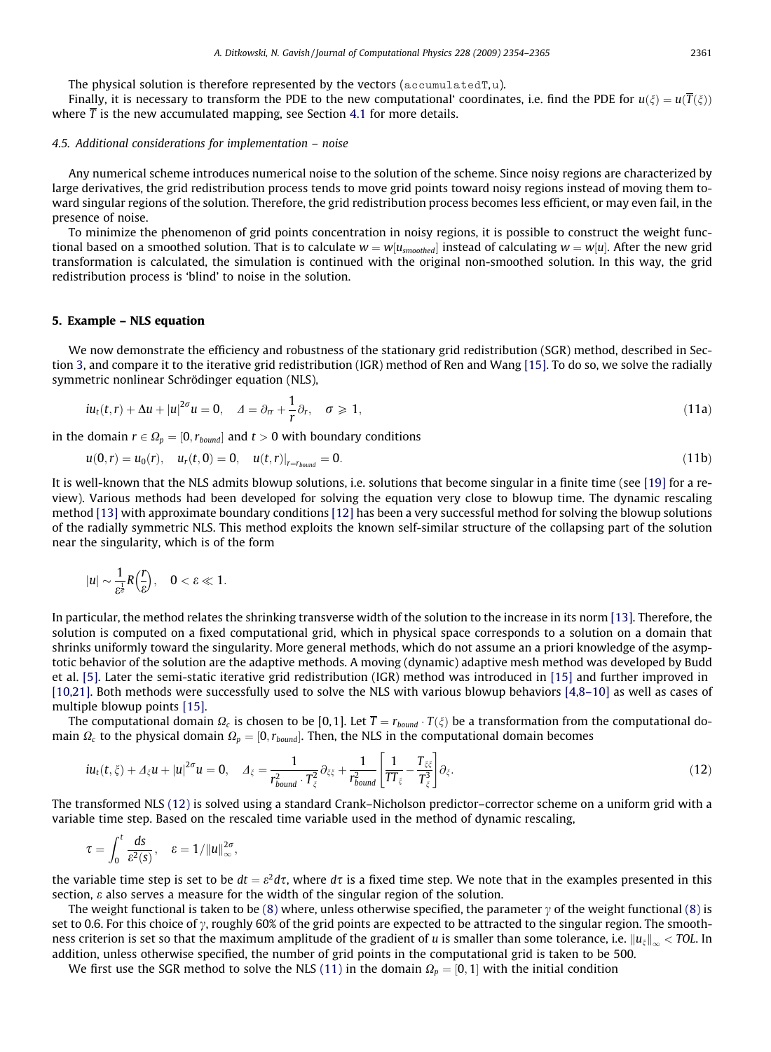The physical solution is therefore represented by the vectors (accumulatedT,u).

Finally, it is necessary to transform the PDE to the new computational' coordinates, i.e. find the PDE for $u(\xi) = u(\overline{T}(\xi))$ where $\overline{T}$ is the new accumulated mapping, see Section 4.1 for more details.

### 4.5. Additional considerations for implementation – noise

Any numerical scheme introduces numerical noise to the solution of the scheme. Since noisy regions are characterized by large derivatives, the grid redistribution process tends to move grid points toward noisy regions instead of moving them toward singular regions of the solution. Therefore, the grid redistribution process becomes less efficient, or may even fail, in the presence of noise.

To minimize the phenomenon of grid points concentration in noisy regions, it is possible to construct the weight functional based on a smoothed solution. That is to calculate $w = w[u_{smoothed}]$ instead of calculating $w = w[u]$. After the new grid transformation is calculated, the simulation is continued with the original non-smoothed solution. In this way, the grid redistribution process is 'blind' to noise in the solution.

## 5. Example – NLS equation

We now demonstrate the efficiency and robustness of the stationary grid redistribution (SGR) method, described in Section 3, and compare it to the iterative grid redistribution (IGR) method of Ren and Wang [15]. To do so, we solve the radially symmetric nonlinear Schrödinger equation (NLS),

$$iu_t(t,r) + \Delta u + |u|^{2\sigma}u = 0, \quad \Delta = \partial_{rr} + \frac{1}{r}\partial_r, \quad \sigma \geqslant 1, \tag{11a}$$

in the domain $r \in \Omega_p = [0, r_{bound}]$ and $t > 0$ with boundary conditions

$$u(0,r) = u_0(r), \quad u_r(t,0) = 0, \quad u(t,r)|_{r=r_{bound}} = 0. \tag{11b}$$

It is well-known that the NLS admits blowup solutions, i.e. solutions that become singular in a finite time (see [19] for a review). Various methods had been developed for solving the equation very close to blowup time. The dynamic rescaling method [13] with approximate boundary conditions [12] has been a very successful method for solving the blowup solutions of the radially symmetric NLS. This method exploits the known self-similar structure of the collapsing part of the solution near the singularity, which is of the form

$$|u| \sim \frac{1}{\varepsilon^{\frac{1}{\sigma}}} R\left(\frac{r}{\varepsilon}\right), \quad 0 < \varepsilon \ll 1.$$

In particular, the method relates the shrinking transverse width of the solution to the increase in its norm [13]. Therefore, the solution is computed on a fixed computational grid, which in physical space corresponds to a solution on a domain that shrinks uniformly toward the singularity. More general methods, which do not assume an a priori knowledge of the asymptotic behavior of the solution are the adaptive methods. A moving (dynamic) adaptive mesh method was developed by Budd et al. [5]. Later the semi-static iterative grid redistribution (IGR) method was introduced in [15] and further improved in [10,21]. Both methods were successfully used to solve the NLS with various blowup behaviors [4,8–10] as well as cases of multiple blowup points [15].

The computational domain $\Omega_c$ is chosen to be [0,1]. Let $\overline{T} = r_{bound} \cdot T(\xi)$ be a transformation from the computational domain $\Omega_c$ to the physical domain $\Omega_p = [0, r_{bound}]$. Then, the NLS in the computational domain becomes

$$iu_t(t,\xi) + \Delta_\xi u + |u|^{2\sigma}u = 0, \quad \Delta_\xi = \frac{1}{r_{bound}^2 \cdot T_\xi^2}\partial_{\xi\xi} + \frac{1}{r_{bound}^2}\left[\frac{1}{TT_\xi} - \frac{T_{\xi\xi}}{T_\xi^3}\right]\partial_\xi. \tag{12}$$

The transformed NLS (12) is solved using a standard Crank–Nicholson predictor–corrector scheme on a uniform grid with a variable time step. Based on the rescaled time variable used in the method of dynamic rescaling,

$$\tau = \int_0^t \frac{ds}{\varepsilon^2(s)}, \quad \varepsilon = 1/\|u\|_\infty^{2\sigma},$$

the variable time step is set to be $dt = \varepsilon^2 d\tau$, where $d\tau$ is a fixed time step. We note that in the examples presented in this section, $\varepsilon$ also serves a measure for the width of the singular region of the solution.

The weight functional is taken to be (8) where, unless otherwise specified, the parameter $\gamma$ of the weight functional (8) is set to 0.6. For this choice of $\gamma$, roughly 60% of the grid points are expected to be attracted to the singular region. The smoothness criterion is set so that the maximum amplitude of the gradient of $u$ is smaller than some tolerance, i.e. $\|u_\xi\|_\infty < TOL$. In addition, unless otherwise specified, the number of grid points in the computational grid is taken to be 500.

We first use the SGR method to solve the NLS (11) in the domain $\Omega_p = [0,1]$ with the initial condition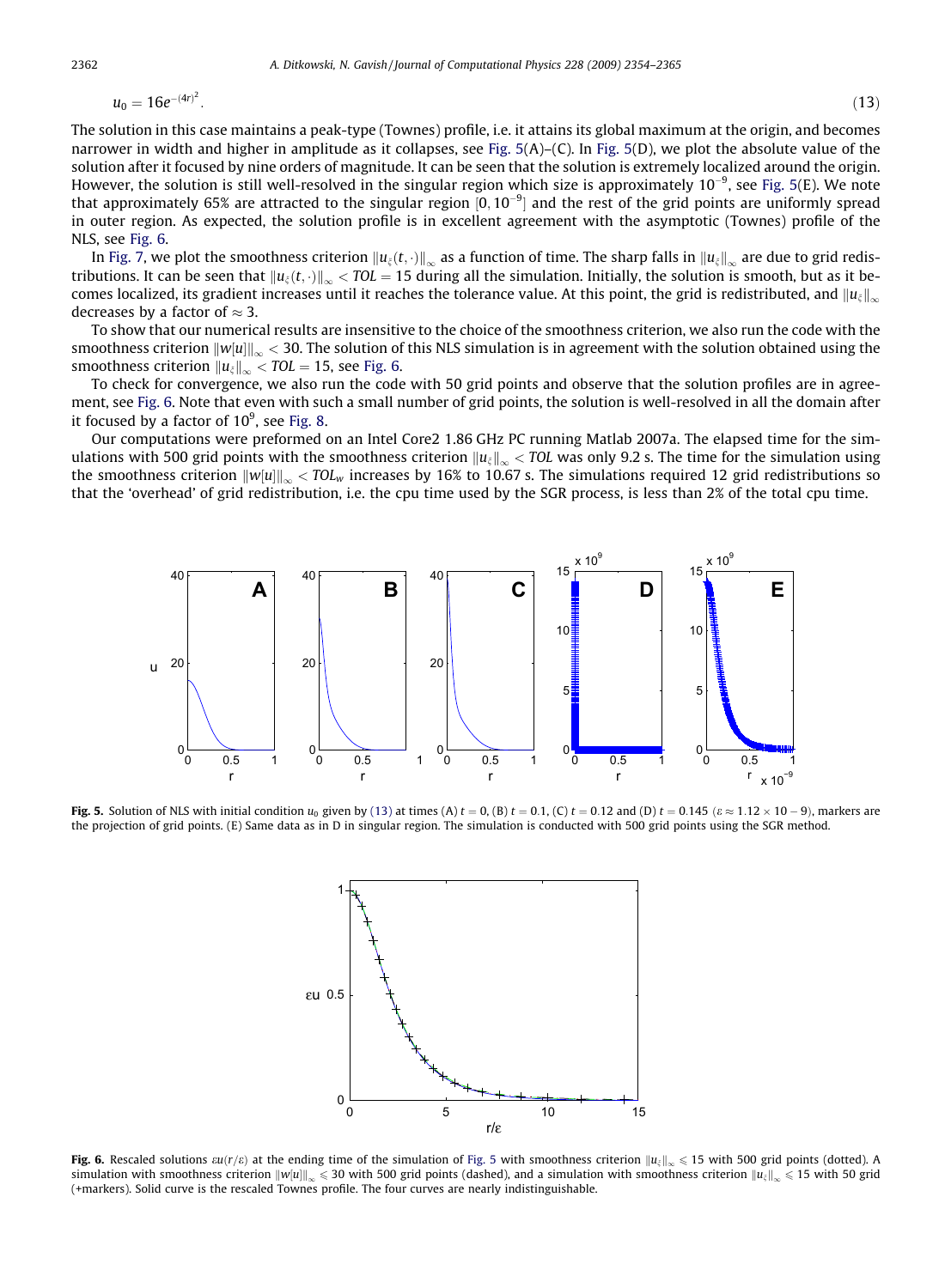$$u_0 = 16e^{-(4r)^2}. \tag{13}$$

The solution in this case maintains a peak-type (Townes) profile, i.e. it attains its global maximum at the origin, and becomes narrower in width and higher in amplitude as it collapses, see Fig. 5(A)–(C). In Fig. 5(D), we plot the absolute value of the solution after it focused by nine orders of magnitude. It can be seen that the solution is extremely localized around the origin. However, the solution is still well-resolved in the singular region which size is approximately $10^{-9}$, see Fig. 5(E). We note that approximately 65% are attracted to the singular region $[0, 10^{-9}]$ and the rest of the grid points are uniformly spread in outer region. As expected, the solution profile is in excellent agreement with the asymptotic (Townes) profile of the NLS, see Fig. 6.

In Fig. 7, we plot the smoothness criterion $\|u_\xi(t,\cdot)\|_\infty$ as a function of time. The sharp falls in $\|u_\xi\|_\infty$ are due to grid redistributions. It can be seen that $\|u_\xi(t,\cdot)\|_\infty < TOL = 15$ during all the simulation. Initially, the solution is smooth, but as it becomes localized, its gradient increases until it reaches the tolerance value. At this point, the grid is redistributed, and $\|u_\xi\|_\infty$ decreases by a factor of $\approx 3$.

To show that our numerical results are insensitive to the choice of the smoothness criterion, we also run the code with the smoothness criterion $\|w[u]\|_\infty < 30$. The solution of this NLS simulation is in agreement with the solution obtained using the smoothness criterion $\|u_\xi\|_\infty < TOL = 15$, see Fig. 6.

To check for convergence, we also run the code with 50 grid points and observe that the solution profiles are in agreement, see Fig. 6. Note that even with such a small number of grid points, the solution is well-resolved in all the domain after it focused by a factor of $10^9$, see Fig. 8.

Our computations were preformed on an Intel Core2 1.86 GHz PC running Matlab 2007a. The elapsed time for the simulations with 500 grid points with the smoothness criterion $\|u_\xi\|_\infty < TOL$ was only 9.2 s. The time for the simulation using the smoothness criterion $\|w[u]\|_\infty < TOL_w$ increases by 16% to 10.67 s. The simulations required 12 grid redistributions so that the 'overhead' of grid redistribution, i.e. the cpu time used by the SGR process, is less than 2% of the total cpu time.

**Fig. 5.** Solution of NLS with initial condition $u_0$ given by (13) at times (A) $t = 0$, (B) $t = 0.1$, (C) $t = 0.12$ and (D) $t = 0.145$ ($\varepsilon \approx 1.12 \times 10 - 9$), markers are the projection of grid points. (E) Same data as in D in singular region. The simulation is conducted with 500 grid points using the SGR method.

**Fig. 6.** Rescaled solutions $\varepsilon u(r/\varepsilon)$ at the ending time of the simulation of Fig. 5 with smoothness criterion $\|u_\xi\|_\infty \leqslant 15$ with 500 grid points (dotted). A simulation with smoothness criterion $\|w[u]\|_\infty \leqslant 30$ with 500 grid points (dashed), and a simulation with smoothness criterion $\|u_\xi\|_\infty \leqslant 15$ with 50 grid (+markers). Solid curve is the rescaled Townes profile. The four curves are nearly indistinguishable.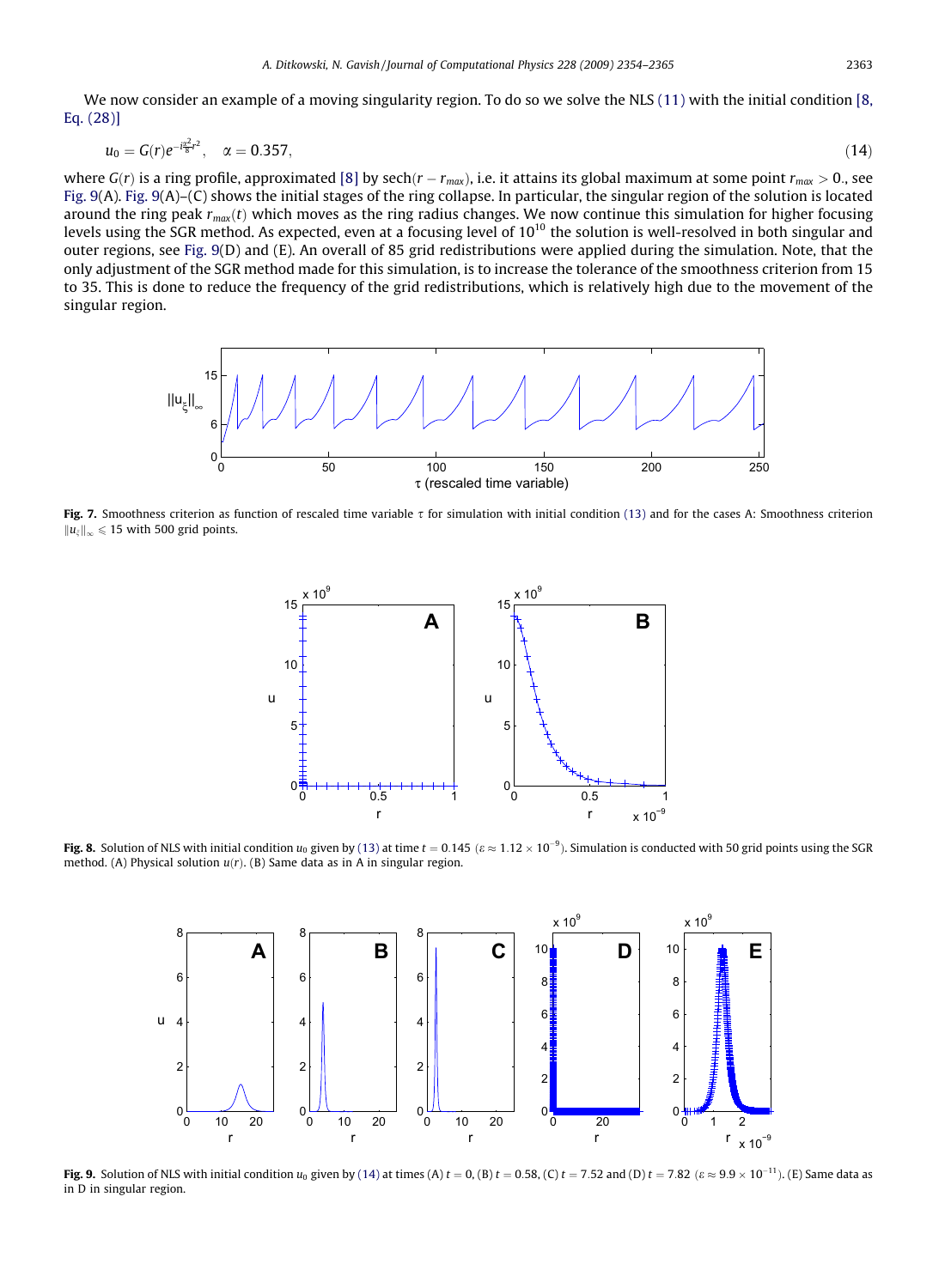We now consider an example of a moving singularity region. To do so we solve the NLS (11) with the initial condition [8, Eq. (28)]

$$u_0 = G(r)e^{-i\frac{\alpha^2}{8}r^2}, \quad \alpha = 0.357, \tag{14}$$

where $G(r)$ is a ring profile, approximated [8] by $\operatorname{sech}(r - r_{max})$, i.e. it attains its global maximum at some point $r_{max} > 0$., see Fig. 9(A). Fig. 9(A)–(C) shows the initial stages of the ring collapse. In particular, the singular region of the solution is located around the ring peak $r_{max}(t)$ which moves as the ring radius changes. We now continue this simulation for higher focusing levels using the SGR method. As expected, even at a focusing level of $10^{10}$ the solution is well-resolved in both singular and outer regions, see Fig. 9(D) and (E). An overall of 85 grid redistributions were applied during the simulation. Note, that the only adjustment of the SGR method made for this simulation, is to increase the tolerance of the smoothness criterion from 15 to 35. This is done to reduce the frequency of the grid redistributions, which is relatively high due to the movement of the singular region.

**Fig. 7.** Smoothness criterion as function of rescaled time variable $\tau$ for simulation with initial condition (13) and for the cases A: Smoothness criterion $\|u_\xi\|_\infty \leqslant 15$ with 500 grid points.

**Fig. 8.** Solution of NLS with initial condition $u_0$ given by (13) at time $t = 0.145$ ($\varepsilon \approx 1.12 \times 10^{-9}$). Simulation is conducted with 50 grid points using the SGR method. (A) Physical solution $u(r)$. (B) Same data as in A in singular region.

**Fig. 9.** Solution of NLS with initial condition $u_0$ given by (14) at times (A) $t = 0$, (B) $t = 0.58$, (C) $t = 7.52$ and (D) $t = 7.82$ ($\varepsilon \approx 9.9 \times 10^{-11}$). (E) Same data as in D in singular region.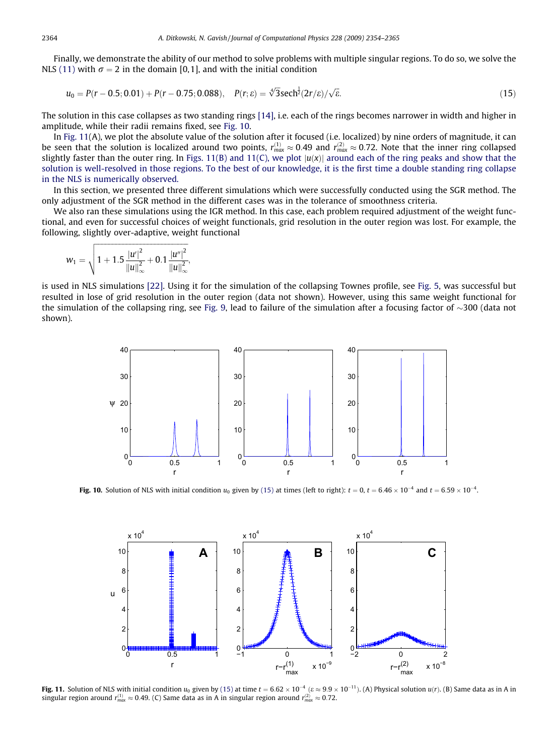Finally, we demonstrate the ability of our method to solve problems with multiple singular regions. To do so, we solve the NLS (11) with $\sigma = 2$ in the domain [0,1], and with the initial condition

$$u_0 = P(r - 0.5; 0.01) + P(r - 0.75; 0.088), \quad P(r;\varepsilon) = \sqrt[4]{3}\,\mathrm{sech}^{\frac{1}{2}}(2r/\varepsilon)/\sqrt{\varepsilon}. \tag{15}$$

The solution in this case collapses as two standing rings [14], i.e. each of the rings becomes narrower in width and higher in amplitude, while their radii remains fixed, see Fig. 10.

In Fig. 11(A), we plot the absolute value of the solution after it focused (i.e. localized) by nine orders of magnitude, it can be seen that the solution is localized around two points, $r^{(1)}_{max} \approx 0.49$ and $r^{(2)}_{max} \approx 0.72$. Note that the inner ring collapsed slightly faster than the outer ring. In Figs. 11(B) and 11(C), we plot $|u(x)|$ around each of the ring peaks and show that the solution is well-resolved in those regions. To the best of our knowledge, it is the first time a double standing ring collapse in the NLS is numerically observed.

In this section, we presented three different simulations which were successfully conducted using the SGR method. The only adjustment of the SGR method in the different cases was in the tolerance of smoothness criteria.

We also ran these simulations using the IGR method. In this case, each problem required adjustment of the weight functional, and even for successful choices of weight functionals, grid resolution in the outer region was lost. For example, the following, slightly over-adaptive, weight functional

$$w_1 = \sqrt{1 + 1.5\frac{|u'|^2}{\|u\|^2_\infty} + 0.1\frac{|u''|^2}{\|u\|^2_\infty}},$$

is used in NLS simulations [22]. Using it for the simulation of the collapsing Townes profile, see Fig. 5, was successful but resulted in lose of grid resolution in the outer region (data not shown). However, using this same weight functional for the simulation of the collapsing ring, see Fig. 9, lead to failure of the simulation after a focusing factor of $\sim$300 (data not shown).

**Fig. 10.** Solution of NLS with initial condition $u_0$ given by (15) at times (left to right): $t = 0$, $t = 6.46 \times 10^{-4}$ and $t = 6.59 \times 10^{-4}$.

**Fig. 11.** Solution of NLS with initial condition $u_0$ given by (15) at time $t = 6.62 \times 10^{-4}$ ($\varepsilon \approx 9.9 \times 10^{-11}$). (A) Physical solution $u(r)$. (B) Same data as in A in singular region around $r^{(1)}_{max} \approx 0.49$. (C) Same data as in A in singular region around $r^{(2)}_{max} \approx 0.72$.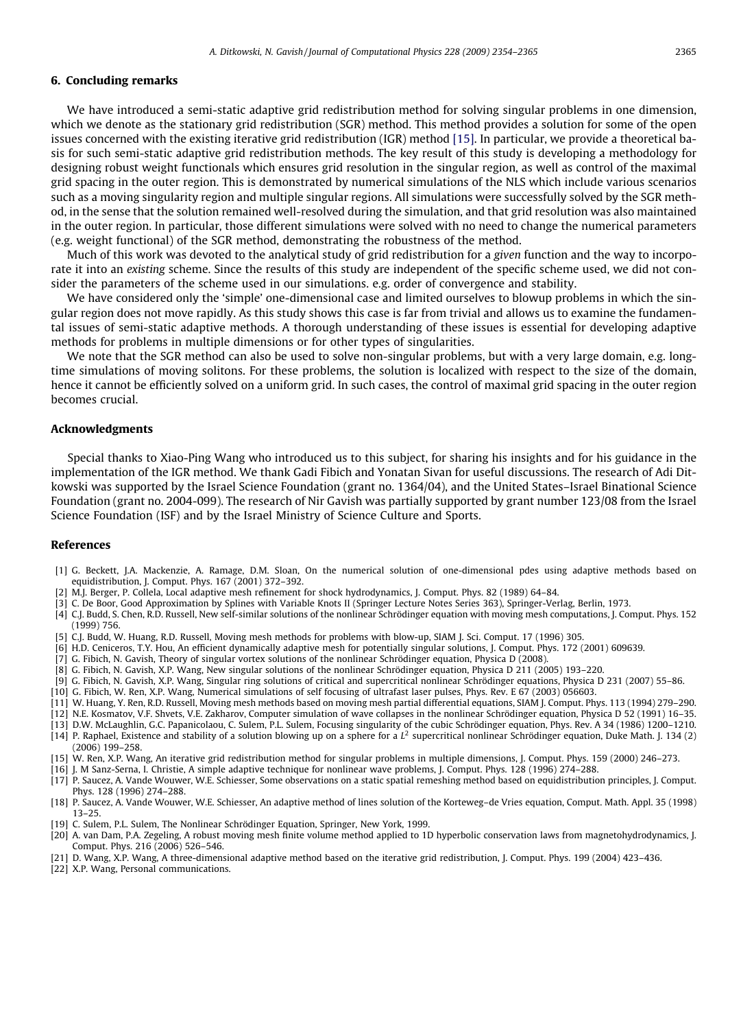## 6. Concluding remarks

We have introduced a semi-static adaptive grid redistribution method for solving singular problems in one dimension, which we denote as the stationary grid redistribution (SGR) method. This method provides a solution for some of the open issues concerned with the existing iterative grid redistribution (IGR) method [15]. In particular, we provide a theoretical basis for such semi-static adaptive grid redistribution methods. The key result of this study is developing a methodology for designing robust weight functionals which ensures grid resolution in the singular region, as well as control of the maximal grid spacing in the outer region. This is demonstrated by numerical simulations of the NLS which include various scenarios such as a moving singularity region and multiple singular regions. All simulations were successfully solved by the SGR method, in the sense that the solution remained well-resolved during the simulation, and that grid resolution was also maintained in the outer region. In particular, those different simulations were solved with no need to change the numerical parameters (e.g. weight functional) of the SGR method, demonstrating the robustness of the method.

Much of this work was devoted to the analytical study of grid redistribution for a *given* function and the way to incorporate it into an *existing* scheme. Since the results of this study are independent of the specific scheme used, we did not consider the parameters of the scheme used in our simulations. e.g. order of convergence and stability.

We have considered only the 'simple' one-dimensional case and limited ourselves to blowup problems in which the singular region does not move rapidly. As this study shows this case is far from trivial and allows us to examine the fundamental issues of semi-static adaptive methods. A thorough understanding of these issues is essential for developing adaptive methods for problems in multiple dimensions or for other types of singularities.

We note that the SGR method can also be used to solve non-singular problems, but with a very large domain, e.g. long-time simulations of moving solitons. For these problems, the solution is localized with respect to the size of the domain, hence it cannot be efficiently solved on a uniform grid. In such cases, the control of maximal grid spacing in the outer region becomes crucial.

## Acknowledgments

Special thanks to Xiao-Ping Wang who introduced us to this subject, for sharing his insights and for his guidance in the implementation of the IGR method. We thank Gadi Fibich and Yonatan Sivan for useful discussions. The research of Adi Ditkowski was supported by the Israel Science Foundation (grant no. 1364/04), and the United States–Israel Binational Science Foundation (grant no. 2004-099). The research of Nir Gavish was partially supported by grant number 123/08 from the Israel Science Foundation (ISF) and by the Israel Ministry of Science Culture and Sports.

## References

[1] G. Beckett, J.A. Mackenzie, A. Ramage, D.M. Sloan, On the numerical solution of one-dimensional pdes using adaptive methods based on equidistribution, J. Comput. Phys. 167 (2001) 372–392.
[2] M.J. Berger, P. Collela, Local adaptive mesh refinement for shock hydrodynamics, J. Comput. Phys. 82 (1989) 64–84.
[3] C. De Boor, Good Approximation by Splines with Variable Knots II (Springer Lecture Notes Series 363), Springer-Verlag, Berlin, 1973.
[4] C.J. Budd, S. Chen, R.D. Russell, New self-similar solutions of the nonlinear Schrödinger equation with moving mesh computations, J. Comput. Phys. 152 (1999) 756.
[5] C.J. Budd, W. Huang, R.D. Russell, Moving mesh methods for problems with blow-up, SIAM J. Sci. Comput. 17 (1996) 305.
[6] H.D. Ceniceros, T.Y. Hou, An efficient dynamically adaptive mesh for potentially singular solutions, J. Comput. Phys. 172 (2001) 609639.
[7] G. Fibich, N. Gavish, Theory of singular vortex solutions of the nonlinear Schrödinger equation, Physica D (2008).
[8] G. Fibich, N. Gavish, X.P. Wang, New singular solutions of the nonlinear Schrödinger equation, Physica D 211 (2005) 193–220.
[9] G. Fibich, N. Gavish, X.P. Wang, Singular ring solutions of critical and supercritical nonlinear Schrödinger equations, Physica D 231 (2007) 55–86.
[10] G. Fibich, W. Ren, X.P. Wang, Numerical simulations of self focusing of ultrafast laser pulses, Phys. Rev. E 67 (2003) 056603.
[11] W. Huang, Y. Ren, R.D. Russell, Moving mesh methods based on moving mesh partial differential equations, SIAM J. Comput. Phys. 113 (1994) 279–290.
[12] N.E. Kosmatov, V.F. Shvets, V.E. Zakharov, Computer simulation of wave collapses in the nonlinear Schrödinger equation, Physica D 52 (1991) 16–35.
[13] D.W. McLaughlin, G.C. Papanicolaou, C. Sulem, P.L. Sulem, Focusing singularity of the cubic Schrödinger equation, Phys. Rev. A 34 (1986) 1200–1210.
[14] P. Raphael, Existence and stability of a solution blowing up on a sphere for a $L^2$ supercritical nonlinear Schrödinger equation, Duke Math. J. 134 (2) (2006) 199–258.
[15] W. Ren, X.P. Wang, An iterative grid redistribution method for singular problems in multiple dimensions, J. Comput. Phys. 159 (2000) 246–273.
[16] J. M Sanz-Serna, I. Christie, A simple adaptive technique for nonlinear wave problems, J. Comput. Phys. 128 (1996) 274–288.
[17] P. Saucez, A. Vande Wouwer, W.E. Schiesser, Some observations on a static spatial remeshing method based on equidistribution principles, J. Comput. Phys. 128 (1996) 274–288.
[18] P. Saucez, A. Vande Wouwer, W.E. Schiesser, An adaptive method of lines solution of the Korteweg–de Vries equation, Comput. Math. Appl. 35 (1998) 13–25.
[19] C. Sulem, P.L. Sulem, The Nonlinear Schrödinger Equation, Springer, New York, 1999.
[20] A. van Dam, P.A. Zegeling, A robust moving mesh finite volume method applied to 1D hyperbolic conservation laws from magnetohydrodynamics, J. Comput. Phys. 216 (2006) 526–546.
[21] D. Wang, X.P. Wang, A three-dimensional adaptive method based on the iterative grid redistribution, J. Comput. Phys. 199 (2004) 423–436.
[22] X.P. Wang, Personal communications.